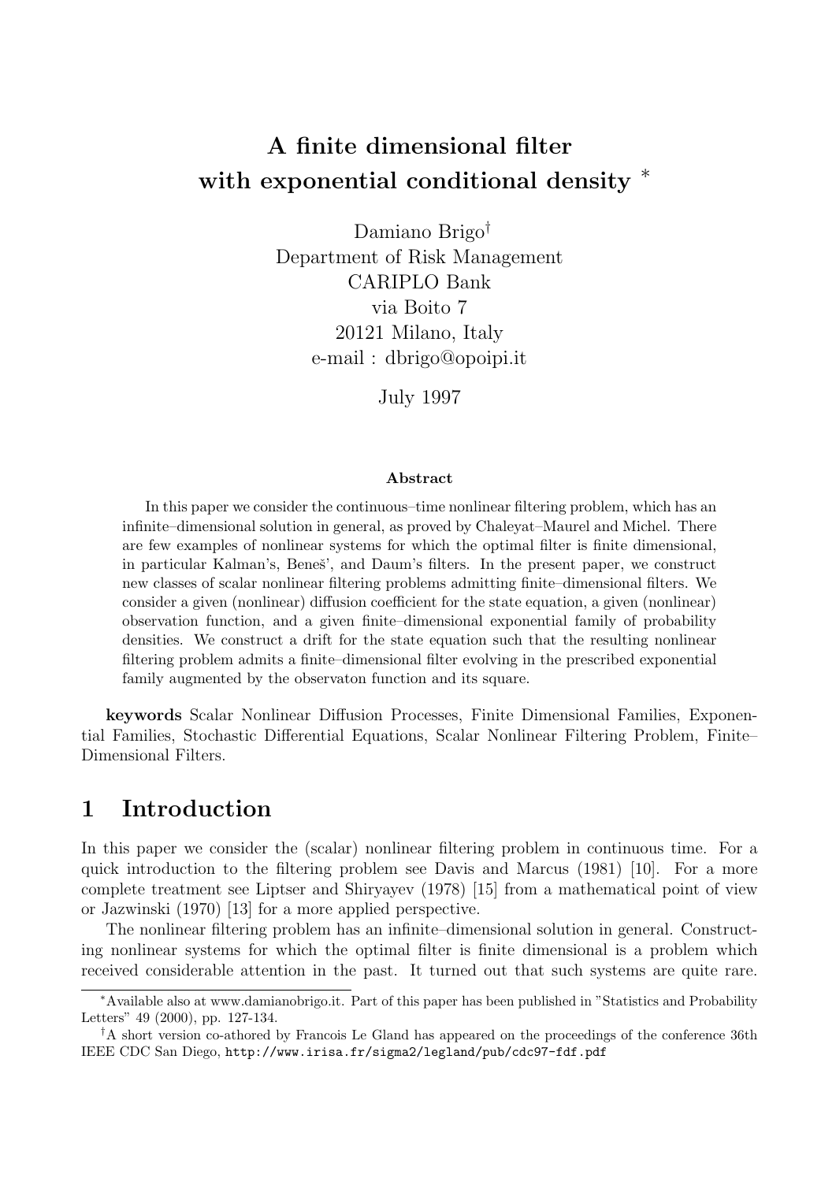# A finite dimensional filter with exponential conditional density [*]

Damiano Brigo[†]
Department of Risk Management
CARIPLO Bank
via Boito 7
20121 Milano, Italy
e-mail : dbrigo@opoipi.it

July 1997

**Abstract**

In this paper we consider the continuous–time nonlinear filtering problem, which has an infinite–dimensional solution in general, as proved by Chaleyat–Maurel and Michel. There are few examples of nonlinear systems for which the optimal filter is finite dimensional, in particular Kalman's, Beneš', and Daum's filters. In the present paper, we construct new classes of scalar nonlinear filtering problems admitting finite–dimensional filters. We consider a given (nonlinear) diffusion coefficient for the state equation, a given (nonlinear) observation function, and a given finite–dimensional exponential family of probability densities. We construct a drift for the state equation such that the resulting nonlinear filtering problem admits a finite–dimensional filter evolving in the prescribed exponential family augmented by the observaton function and its square.

**keywords** Scalar Nonlinear Diffusion Processes, Finite Dimensional Families, Exponential Families, Stochastic Differential Equations, Scalar Nonlinear Filtering Problem, Finite–Dimensional Filters.

## 1 Introduction

In this paper we consider the (scalar) nonlinear filtering problem in continuous time. For a quick introduction to the filtering problem see Davis and Marcus (1981) [10]. For a more complete treatment see Liptser and Shiryayev (1978) [15] from a mathematical point of view or Jazwinski (1970) [13] for a more applied perspective.

The nonlinear filtering problem has an infinite–dimensional solution in general. Constructing nonlinear systems for which the optimal filter is finite dimensional is a problem which received considerable attention in the past. It turned out that such systems are quite rare.

---

[*] Available also at www.damianobrigo.it. Part of this paper has been published in "Statistics and Probability Letters" 49 (2000), pp. 127-134.

[†] A short version co-athored by Francois Le Gland has appeared on the proceedings of the conference 36th IEEE CDC San Diego, http://www.irisa.fr/sigma2/legland/pub/cdc97-fdf.pdf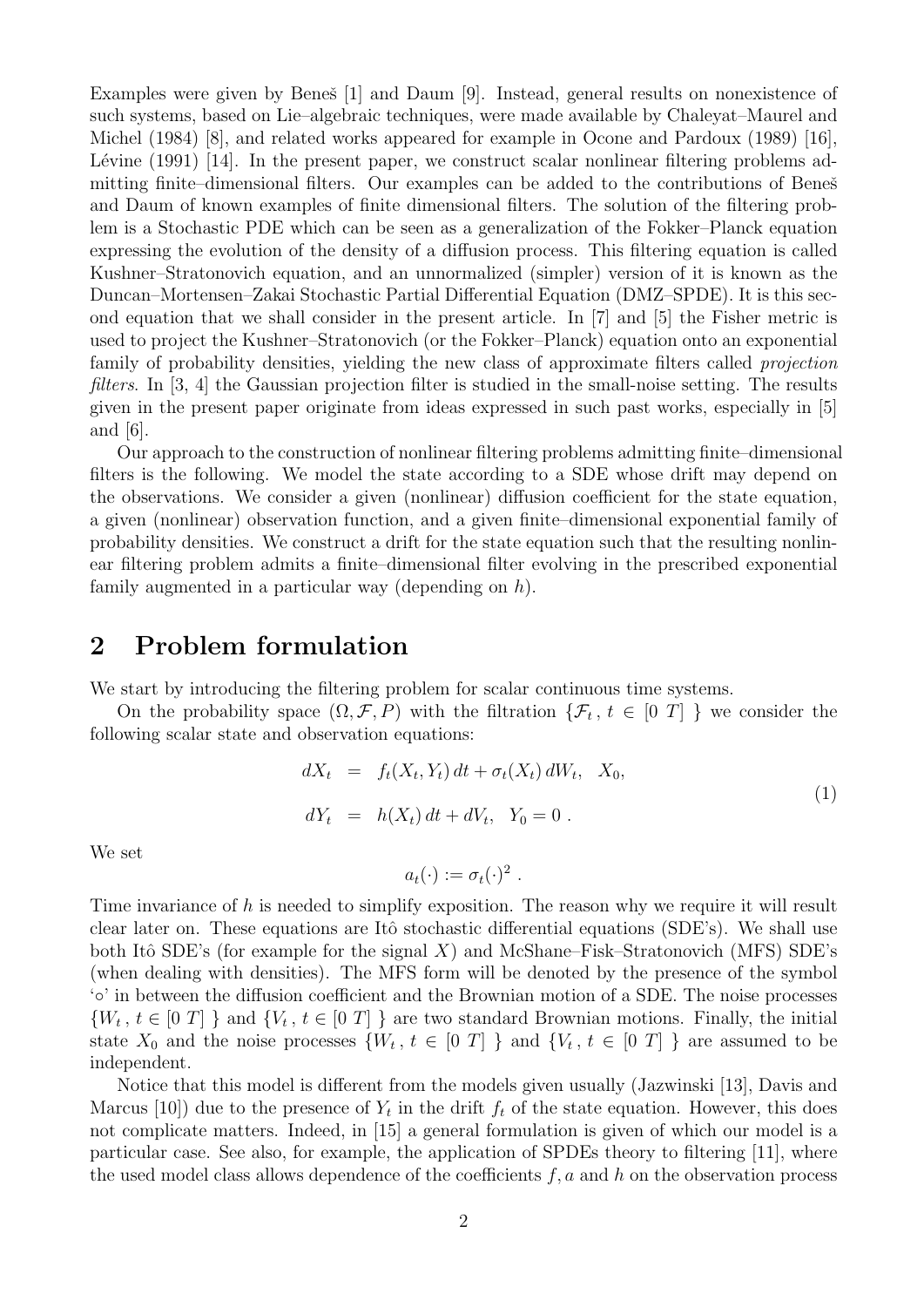Examples were given by Beneš [1] and Daum [9]. Instead, general results on nonexistence of such systems, based on Lie–algebraic techniques, were made available by Chaleyat–Maurel and Michel (1984) [8], and related works appeared for example in Ocone and Pardoux (1989) [16], Lévine (1991) [14]. In the present paper, we construct scalar nonlinear filtering problems admitting finite–dimensional filters. Our examples can be added to the contributions of Beneš and Daum of known examples of finite dimensional filters. The solution of the filtering problem is a Stochastic PDE which can be seen as a generalization of the Fokker–Planck equation expressing the evolution of the density of a diffusion process. This filtering equation is called Kushner–Stratonovich equation, and an unnormalized (simpler) version of it is known as the Duncan–Mortensen–Zakai Stochastic Partial Differential Equation (DMZ–SPDE). It is this second equation that we shall consider in the present article. In [7] and [5] the Fisher metric is used to project the Kushner–Stratonovich (or the Fokker–Planck) equation onto an exponential family of probability densities, yielding the new class of approximate filters called *projection filters*. In [3, 4] the Gaussian projection filter is studied in the small-noise setting. The results given in the present paper originate from ideas expressed in such past works, especially in [5] and [6].

Our approach to the construction of nonlinear filtering problems admitting finite–dimensional filters is the following. We model the state according to a SDE whose drift may depend on the observations. We consider a given (nonlinear) diffusion coefficient for the state equation, a given (nonlinear) observation function, and a given finite–dimensional exponential family of probability densities. We construct a drift for the state equation such that the resulting nonlinear filtering problem admits a finite–dimensional filter evolving in the prescribed exponential family augmented in a particular way (depending on $h$).

## 2 Problem formulation

We start by introducing the filtering problem for scalar continuous time systems.

On the probability space $(\Omega, \mathcal{F}, P)$ with the filtration $\{\mathcal{F}_t\,,\, t \in [0\ T]\ \}$ we consider the following scalar state and observation equations:

$$
\begin{aligned}
dX_t &= f_t(X_t, Y_t)\,dt + \sigma_t(X_t)\,dW_t, \quad X_0, \\
dY_t &= h(X_t)\,dt + dV_t, \quad Y_0 = 0\ .
\end{aligned}
\tag{1}
$$

We set

$$
a_t(\cdot) := \sigma_t(\cdot)^2\ .
$$

Time invariance of $h$ is needed to simplify exposition. The reason why we require it will result clear later on. These equations are Itô stochastic differential equations (SDE's). We shall use both Itô SDE's (for example for the signal $X$) and McShane–Fisk–Stratonovich (MFS) SDE's (when dealing with densities). The MFS form will be denoted by the presence of the symbol '$\circ$' in between the diffusion coefficient and the Brownian motion of a SDE. The noise processes $\{W_t\,,\, t \in [0\ T]\ \}$ and $\{V_t\,,\, t \in [0\ T]\ \}$ are two standard Brownian motions. Finally, the initial state $X_0$ and the noise processes $\{W_t\,,\, t \in [0\ T]\ \}$ and $\{V_t\,,\, t \in [0\ T]\ \}$ are assumed to be independent.

Notice that this model is different from the models given usually (Jazwinski [13], Davis and Marcus [10]) due to the presence of $Y_t$ in the drift $f_t$ of the state equation. However, this does not complicate matters. Indeed, in [15] a general formulation is given of which our model is a particular case. See also, for example, the application of SPDEs theory to filtering [11], where the used model class allows dependence of the coefficients $f, a$ and $h$ on the observation process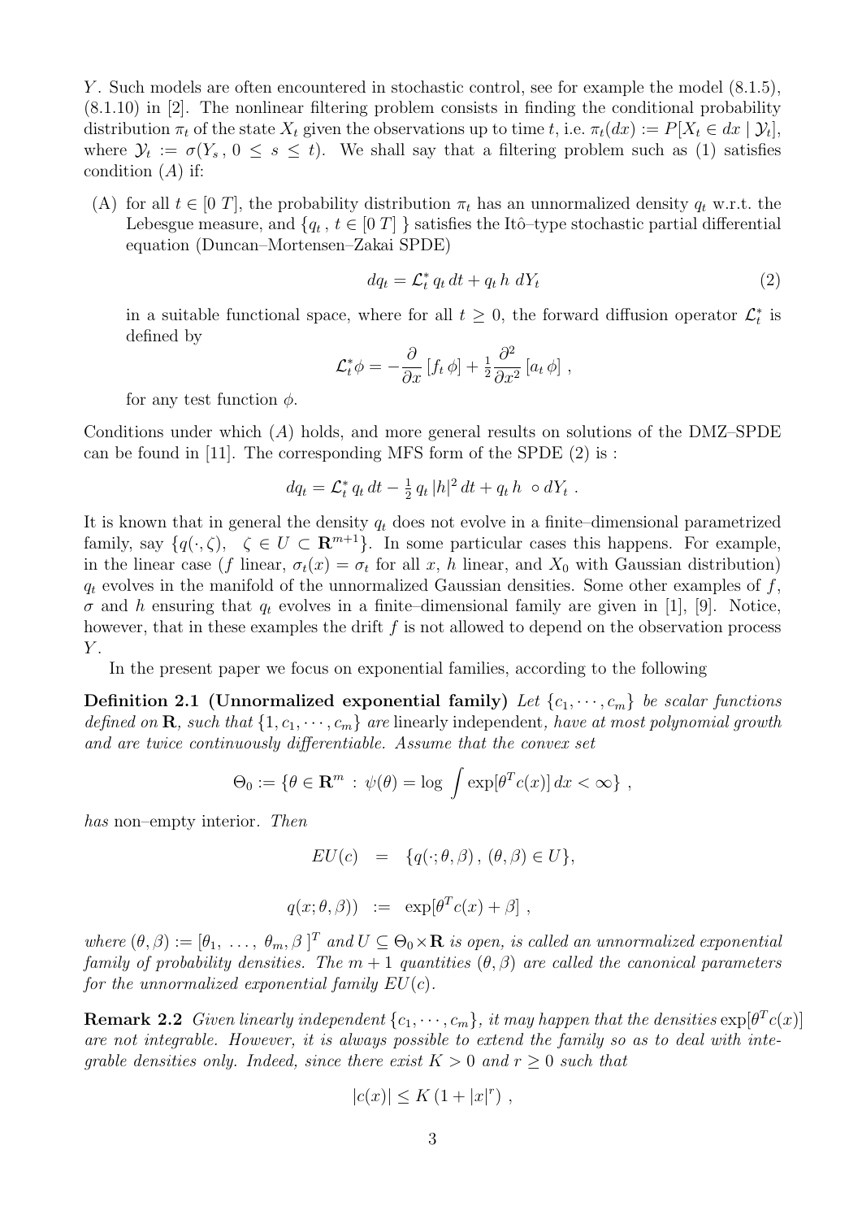$Y$. Such models are often encountered in stochastic control, see for example the model (8.1.5), (8.1.10) in [2]. The nonlinear filtering problem consists in finding the conditional probability distribution $\pi_t$ of the state $X_t$ given the observations up to time $t$, i.e. $\pi_t(dx) := P[X_t \in dx \mid \mathcal{Y}_t]$, where $\mathcal{Y}_t := \sigma(Y_s \,,\, 0 \leq s \leq t)$. We shall say that a filtering problem such as (1) satisfies condition $(A)$ if:

(A) for all $t \in [0\ T]$, the probability distribution $\pi_t$ has an unnormalized density $q_t$ w.r.t. the Lebesgue measure, and $\{q_t \,,\, t \in [0\ T]\ \}$ satisfies the Itô–type stochastic partial differential equation (Duncan–Mortensen–Zakai SPDE)

$$dq_t = \mathcal{L}_t^* \, q_t \, dt + q_t \, h \, dY_t \tag{2}$$

in a suitable functional space, where for all $t \geq 0$, the forward diffusion operator $\mathcal{L}_t^*$ is defined by

$$\mathcal{L}_t^* \phi = -\frac{\partial}{\partial x} \left[ f_t \, \phi \right] + \tfrac{1}{2} \frac{\partial^2}{\partial x^2} \left[ a_t \, \phi \right] ,$$

for any test function $\phi$.

Conditions under which $(A)$ holds, and more general results on solutions of the DMZ–SPDE can be found in [11]. The corresponding MFS form of the SPDE (2) is :

$$dq_t = \mathcal{L}_t^* \, q_t \, dt - \tfrac{1}{2} \, q_t \, |h|^2 \, dt + q_t \, h \ \circ dY_t \ .$$

It is known that in general the density $q_t$ does not evolve in a finite–dimensional parametrized family, say $\{q(\cdot, \zeta), \quad \zeta \in U \subset \mathbf{R}^{m+1}\}$. In some particular cases this happens. For example, in the linear case ($f$ linear, $\sigma_t(x) = \sigma_t$ for all $x$, $h$ linear, and $X_0$ with Gaussian distribution) $q_t$ evolves in the manifold of the unnormalized Gaussian densities. Some other examples of $f$, $\sigma$ and $h$ ensuring that $q_t$ evolves in a finite–dimensional family are given in [1], [9]. Notice, however, that in these examples the drift $f$ is not allowed to depend on the observation process $Y$.

In the present paper we focus on exponential families, according to the following

**Definition 2.1 (Unnormalized exponential family)** *Let $\{c_1, \cdots, c_m\}$ be scalar functions defined on $\mathbf{R}$, such that $\{1, c_1, \cdots, c_m\}$ are* linearly independent*, have at most polynomial growth and are twice continuously differentiable. Assume that the convex set*

$$\Theta_0 := \{\theta \in \mathbf{R}^m \, : \, \psi(\theta) = \log \int \exp[\theta^T c(x)] \, dx < \infty\} \ ,$$

*has* non–empty interior*. Then*

$$EU(c) \quad = \quad \{q(\cdot; \theta, \beta) \,,\, (\theta, \beta) \in U\},$$

$$q(x; \theta, \beta)) \quad := \quad \exp[\theta^T c(x) + \beta] \ ,$$

*where $(\theta, \beta) := [\theta_1, \ \ldots, \ \theta_m, \beta\ ]^T$ and $U \subseteq \Theta_0 \times \mathbf{R}$ is open, is called an unnormalized exponential family of probability densities. The $m + 1$ quantities $(\theta, \beta)$ are called the canonical parameters for the unnormalized exponential family $EU(c)$.*

**Remark 2.2** *Given linearly independent $\{c_1, \cdots, c_m\}$, it may happen that the densities $\exp[\theta^T c(x)]$ are not integrable. However, it is always possible to extend the family so as to deal with integrable densities only. Indeed, since there exist $K > 0$ and $r \geq 0$ such that*

$$|c(x)| \leq K \, (1 + |x|^r) \ ,$$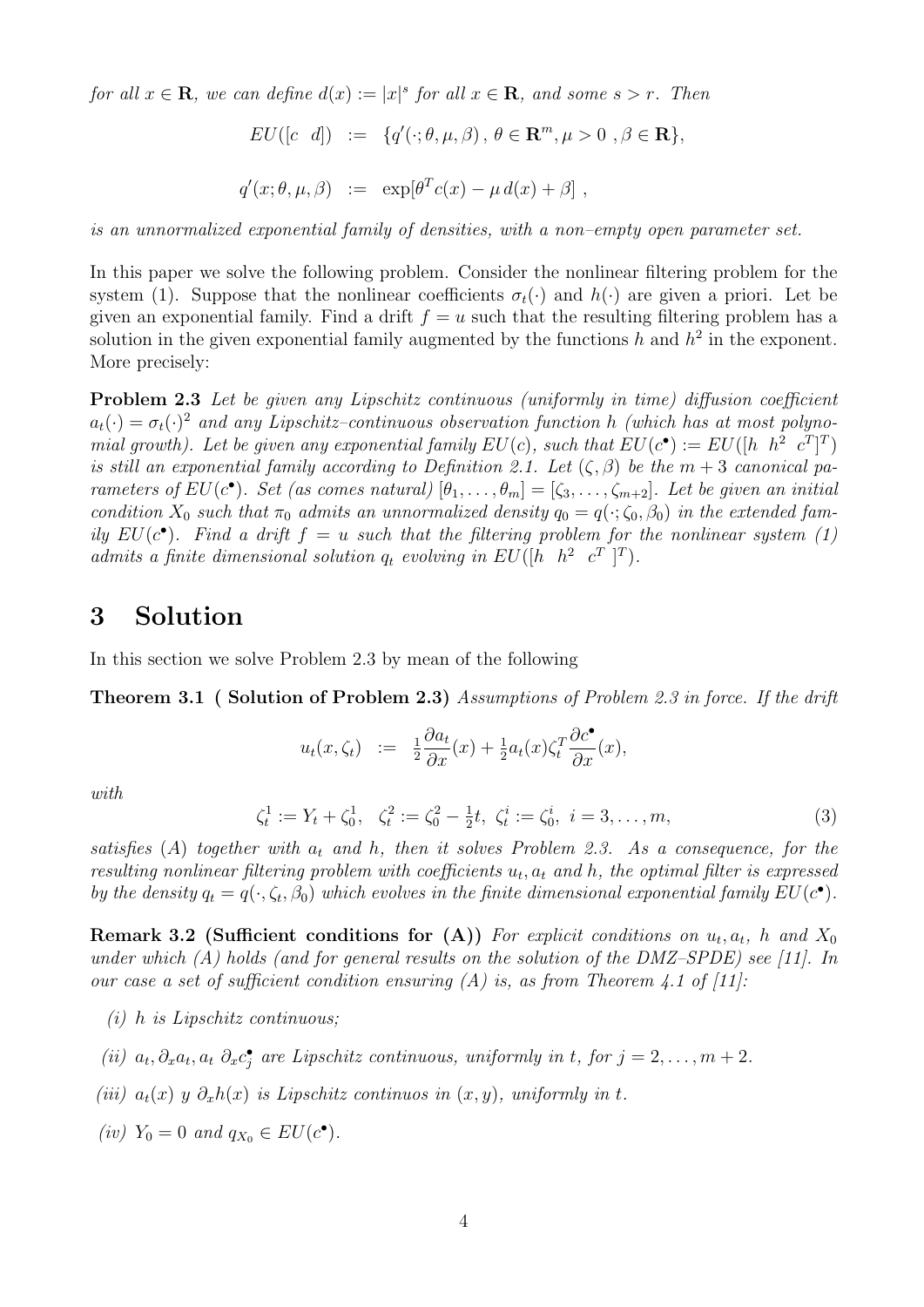*for all $x \in \mathbf{R}$, we can define $d(x) := |x|^s$ for all $x \in \mathbf{R}$, and some $s > r$. Then*

$$
\begin{aligned}
EU([c \ \ d]) &:= \{q'(\cdot;\theta,\mu,\beta)\,,\, \theta \in \mathbf{R}^m, \mu > 0\ , \beta \in \mathbf{R}\}, \\
q'(x;\theta,\mu,\beta) &:= \exp[\theta^T c(x) - \mu\, d(x) + \beta]\ ,
\end{aligned}
$$

*is an unnormalized exponential family of densities, with a non–empty open parameter set.*

In this paper we solve the following problem. Consider the nonlinear filtering problem for the system (1). Suppose that the nonlinear coefficients $\sigma_t(\cdot)$ and $h(\cdot)$ are given a priori. Let be given an exponential family. Find a drift $f = u$ such that the resulting filtering problem has a solution in the given exponential family augmented by the functions $h$ and $h^2$ in the exponent. More precisely:

**Problem 2.3** *Let be given any Lipschitz continuous (uniformly in time) diffusion coefficient $a_t(\cdot) = \sigma_t(\cdot)^2$ and any Lipschitz–continuous observation function $h$ (which has at most polynomial growth). Let be given any exponential family $EU(c)$, such that $EU(c^\bullet) := EU([h \ \ h^2 \ \ c^T]^T)$ is still an exponential family according to Definition 2.1. Let $(\zeta,\beta)$ be the $m+3$ canonical parameters of $EU(c^\bullet)$. Set (as comes natural) $[\theta_1,\ldots,\theta_m] = [\zeta_3,\ldots,\zeta_{m+2}]$. Let be given an initial condition $X_0$ such that $\pi_0$ admits an unnormalized density $q_0 = q(\cdot;\zeta_0,\beta_0)$ in the extended family $EU(c^\bullet)$. Find a drift $f = u$ such that the filtering problem for the nonlinear system (1) admits a finite dimensional solution $q_t$ evolving in $EU([h \ \ h^2 \ \ c^T\ ]^T)$.*

# 3 Solution

In this section we solve Problem 2.3 by mean of the following

**Theorem 3.1 ( Solution of Problem 2.3)** *Assumptions of Problem 2.3 in force. If the drift*

$$
u_t(x,\zeta_t) \ \ := \ \ \tfrac{1}{2}\frac{\partial a_t}{\partial x}(x) + \tfrac{1}{2}a_t(x)\zeta_t^T\frac{\partial c^\bullet}{\partial x}(x),
$$

*with*

$$
\zeta_t^1 := Y_t + \zeta_0^1, \quad \zeta_t^2 := \zeta_0^2 - \tfrac{1}{2}t, \ \ \zeta_t^i := \zeta_0^i, \ \ i = 3,\ldots,m, \tag{3}
$$

*satisfies (A) together with $a_t$ and $h$, then it solves Problem 2.3. As a consequence, for the resulting nonlinear filtering problem with coefficients $u_t, a_t$ and $h$, the optimal filter is expressed by the density $q_t = q(\cdot,\zeta_t,\beta_0)$ which evolves in the finite dimensional exponential family $EU(c^\bullet)$.*

**Remark 3.2 (Sufficient conditions for (A))** *For explicit conditions on $u_t, a_t$, $h$ and $X_0$ under which (A) holds (and for general results on the solution of the DMZ–SPDE) see [11]. In our case a set of sufficient condition ensuring (A) is, as from Theorem 4.1 of [11]:*

- *(i) $h$ is Lipschitz continuous;*
- *(ii) $a_t, \partial_x a_t, a_t\ \partial_x c_j^\bullet$ are Lipschitz continuous, uniformly in $t$, for $j = 2,\ldots,m+2$.*
- *(iii) $a_t(x)\ y\ \partial_x h(x)$ is Lipschitz continuos in $(x,y)$, uniformly in $t$.*
- *(iv) $Y_0 = 0$ and $q_{X_0} \in EU(c^\bullet)$.*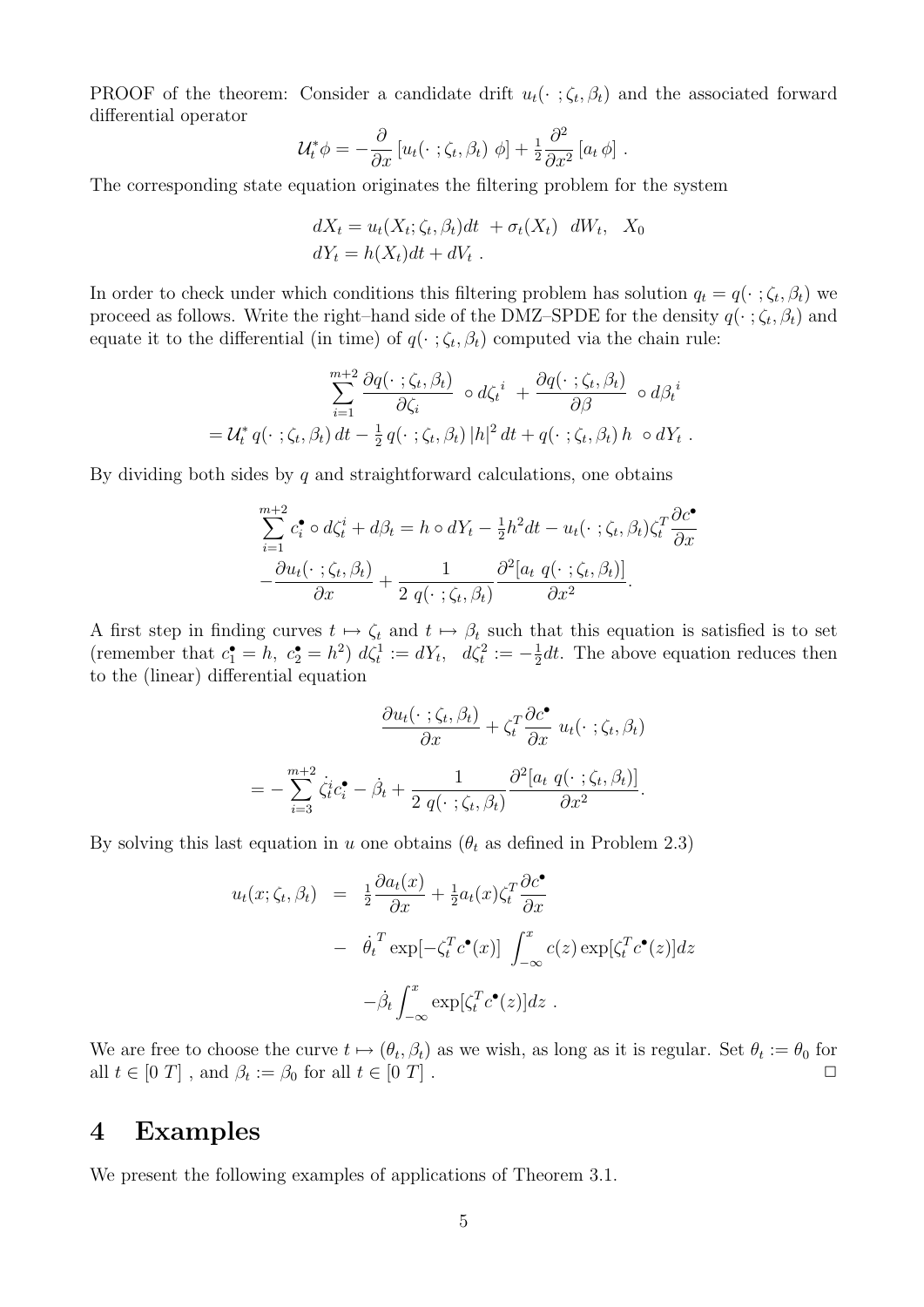PROOF of the theorem: Consider a candidate drift $u_t(\cdot\ ;\zeta_t,\beta_t)$ and the associated forward differential operator

$$\mathcal{U}_t^*\phi = -\frac{\partial}{\partial x}\left[u_t(\cdot\ ;\zeta_t,\beta_t)\ \phi\right] + \tfrac{1}{2}\frac{\partial^2}{\partial x^2}\left[a_t\,\phi\right]\ .$$

The corresponding state equation originates the filtering problem for the system

$$\begin{aligned} dX_t &= u_t(X_t;\zeta_t,\beta_t)dt\ + \sigma_t(X_t)\ \ dW_t, \quad X_0 \\ dY_t &= h(X_t)dt + dV_t\ . \end{aligned}$$

In order to check under which conditions this filtering problem has solution $q_t = q(\cdot\ ;\zeta_t,\beta_t)$ we proceed as follows. Write the right–hand side of the DMZ–SPDE for the density $q(\cdot\ ;\zeta_t,\beta_t)$ and equate it to the differential (in time) of $q(\cdot\ ;\zeta_t,\beta_t)$ computed via the chain rule:

$$\begin{aligned} &\sum_{i=1}^{m+2}\frac{\partial q(\cdot\ ;\zeta_t,\beta_t)}{\partial \zeta_i}\ \circ d{\zeta_t}^i\ + \frac{\partial q(\cdot\ ;\zeta_t,\beta_t)}{\partial \beta}\ \circ d{\beta_t}^i \\ &= \mathcal{U}_t^*\, q(\cdot\ ;\zeta_t,\beta_t)\,dt - \tfrac{1}{2}\,q(\cdot\ ;\zeta_t,\beta_t)\,|h|^2\,dt + q(\cdot\ ;\zeta_t,\beta_t)\,h\ \circ dY_t\ . \end{aligned}$$

By dividing both sides by $q$ and straightforward calculations, one obtains

$$\begin{aligned} \sum_{i=1}^{m+2} c_i^\bullet \circ d\zeta_t^i + d\beta_t &= h\circ dY_t - \tfrac{1}{2}h^2 dt - u_t(\cdot\ ;\zeta_t,\beta_t)\zeta_t^T\frac{\partial c^\bullet}{\partial x} \\ &-\frac{\partial u_t(\cdot\ ;\zeta_t,\beta_t)}{\partial x} + \frac{1}{2\ q(\cdot\ ;\zeta_t,\beta_t)}\frac{\partial^2[a_t\ q(\cdot\ ;\zeta_t,\beta_t)]}{\partial x^2}. \end{aligned}$$

A first step in finding curves $t\mapsto\zeta_t$ and $t\mapsto\beta_t$ such that this equation is satisfied is to set (remember that $c_1^\bullet = h,\ c_2^\bullet = h^2$) $d\zeta_t^1 := dY_t,\ \ d\zeta_t^2 := -\frac{1}{2}dt$. The above equation reduces then to the (linear) differential equation

$$\begin{aligned} &\frac{\partial u_t(\cdot\ ;\zeta_t,\beta_t)}{\partial x} + \zeta_t^T\frac{\partial c^\bullet}{\partial x}\ u_t(\cdot\ ;\zeta_t,\beta_t) \\ &= -\sum_{i=3}^{m+2}\dot{\zeta}_t^i c_i^\bullet - \dot{\beta}_t + \frac{1}{2\ q(\cdot\ ;\zeta_t,\beta_t)}\frac{\partial^2[a_t\ q(\cdot\ ;\zeta_t,\beta_t)]}{\partial x^2}. \end{aligned}$$

By solving this last equation in $u$ one obtains ($\theta_t$ as defined in Problem 2.3)

$$\begin{aligned} u_t(x;\zeta_t,\beta_t) &= \tfrac{1}{2}\frac{\partial a_t(x)}{\partial x} + \tfrac{1}{2}a_t(x)\zeta_t^T\frac{\partial c^\bullet}{\partial x} \\ &- \dot{\theta_t}^T\exp[-\zeta_t^T c^\bullet(x)]\ \int_{-\infty}^x c(z)\exp[\zeta_t^T c^\bullet(z)]dz \\ &-\dot{\beta}_t\int_{-\infty}^x \exp[\zeta_t^T c^\bullet(z)]dz\ . \end{aligned}$$

We are free to choose the curve $t\mapsto(\theta_t,\beta_t)$ as we wish, as long as it is regular. Set $\theta_t := \theta_0$ for all $t\in[0\ T]$ , and $\beta_t := \beta_0$ for all $t\in[0\ T]$ . □

# 4 Examples

We present the following examples of applications of Theorem 3.1.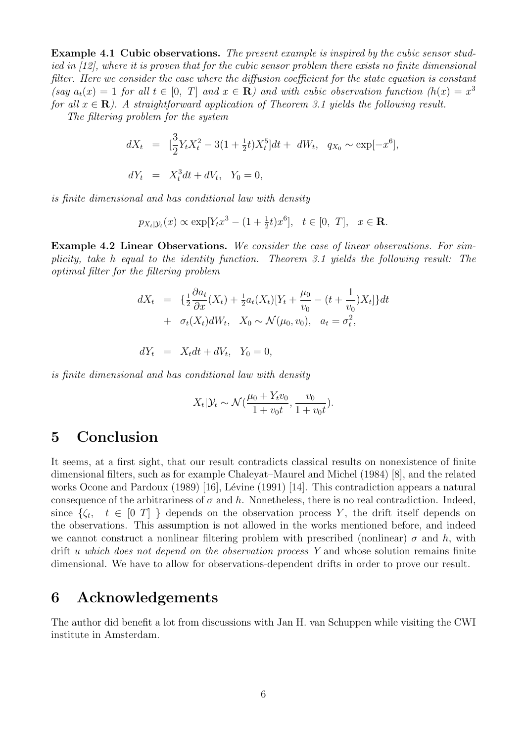**Example 4.1 Cubic observations.** *The present example is inspired by the cubic sensor studied in [12], where it is proven that for the cubic sensor problem there exists no finite dimensional filter. Here we consider the case where the diffusion coefficient for the state equation is constant (say $a_t(x) = 1$ for all $t \in [0,\ T]$ and $x \in \mathbf{R}$) and with cubic observation function ($h(x) = x^3$ for all $x \in \mathbf{R}$). A straightforward application of Theorem 3.1 yields the following result.*

*The filtering problem for the system*

$$
\begin{aligned}
dX_t &= [\frac{3}{2}Y_t X_t^2 - 3(1+\tfrac{1}{2}t)X_t^5]dt + \ dW_t, \quad q_{X_0} \sim \exp[-x^6], \\
dY_t &= X_t^3 dt + dV_t, \quad Y_0 = 0,
\end{aligned}
$$

*is finite dimensional and has conditional law with density*

$$
p_{X_t|\mathcal{Y}_t}(x) \propto \exp[Y_t x^3 - (1+\tfrac{1}{2}t)x^6], \quad t \in [0,\ T], \quad x \in \mathbf{R}.
$$

**Example 4.2 Linear Observations.** *We consider the case of linear observations. For simplicity, take $h$ equal to the identity function. Theorem 3.1 yields the following result: The optimal filter for the filtering problem*

$$
\begin{aligned}
dX_t &= \{\tfrac{1}{2}\frac{\partial a_t}{\partial x}(X_t) + \tfrac{1}{2}a_t(X_t)[Y_t + \frac{\mu_0}{v_0} - (t + \frac{1}{v_0})X_t]\}dt \\
&+ \ \sigma_t(X_t)dW_t, \quad X_0 \sim \mathcal{N}(\mu_0, v_0), \quad a_t = \sigma_t^2, \\
dY_t &= X_t dt + dV_t, \quad Y_0 = 0,
\end{aligned}
$$

*is finite dimensional and has conditional law with density*

$$
X_t|\mathcal{Y}_t \sim \mathcal{N}(\frac{\mu_0 + Y_t v_0}{1 + v_0 t}, \frac{v_0}{1 + v_0 t}).
$$

# 5 Conclusion

It seems, at a first sight, that our result contradicts classical results on nonexistence of finite dimensional filters, such as for example Chaleyat–Maurel and Michel (1984) [8], and the related works Ocone and Pardoux (1989) [16], Lévine (1991) [14]. This contradiction appears a natural consequence of the arbitrariness of $\sigma$ and $h$. Nonetheless, there is no real contradiction. Indeed, since $\{\zeta_t, \quad t \in [0\ T]\ \}$ depends on the observation process $Y$, the drift itself depends on the observations. This assumption is not allowed in the works mentioned before, and indeed we cannot construct a nonlinear filtering problem with prescribed (nonlinear) $\sigma$ and $h$, with drift $u$ *which does not depend on the observation process* $Y$ and whose solution remains finite dimensional. We have to allow for observations-dependent drifts in order to prove our result.

# 6 Acknowledgements

The author did benefit a lot from discussions with Jan H. van Schuppen while visiting the CWI institute in Amsterdam.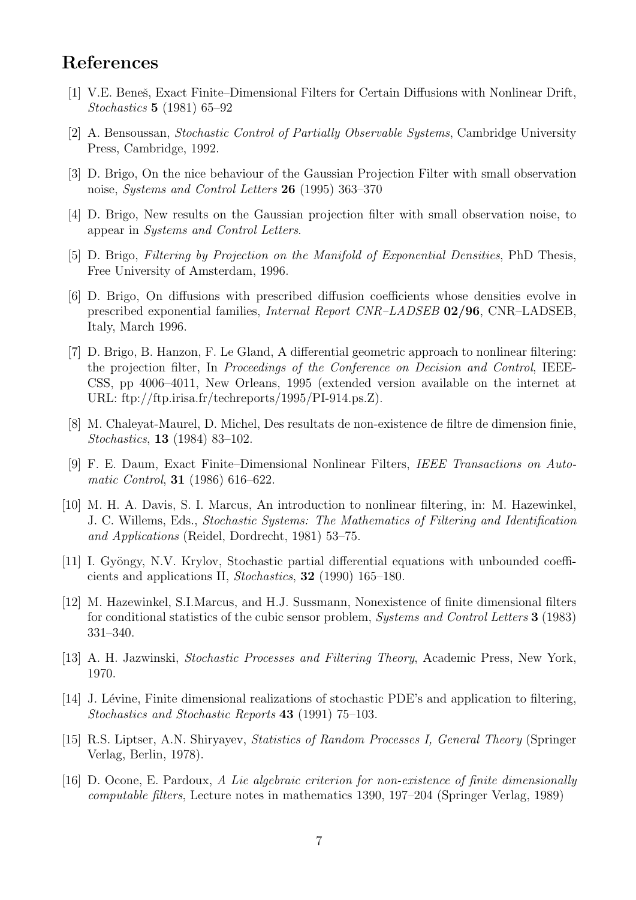## References

[1] V.E. Beneš, Exact Finite–Dimensional Filters for Certain Diffusions with Nonlinear Drift, *Stochastics* **5** (1981) 65–92

[2] A. Bensoussan, *Stochastic Control of Partially Observable Systems*, Cambridge University Press, Cambridge, 1992.

[3] D. Brigo, On the nice behaviour of the Gaussian Projection Filter with small observation noise, *Systems and Control Letters* **26** (1995) 363–370

[4] D. Brigo, New results on the Gaussian projection filter with small observation noise, to appear in *Systems and Control Letters*.

[5] D. Brigo, *Filtering by Projection on the Manifold of Exponential Densities*, PhD Thesis, Free University of Amsterdam, 1996.

[6] D. Brigo, On diffusions with prescribed diffusion coefficients whose densities evolve in prescribed exponential families, *Internal Report CNR–LADSEB* **02/96**, CNR–LADSEB, Italy, March 1996.

[7] D. Brigo, B. Hanzon, F. Le Gland, A differential geometric approach to nonlinear filtering: the projection filter, In *Proceedings of the Conference on Decision and Control*, IEEE-CSS, pp 4006–4011, New Orleans, 1995 (extended version available on the internet at URL: ftp://ftp.irisa.fr/techreports/1995/PI-914.ps.Z).

[8] M. Chaleyat-Maurel, D. Michel, Des resultats de non-existence de filtre de dimension finie, *Stochastics*, **13** (1984) 83–102.

[9] F. E. Daum, Exact Finite–Dimensional Nonlinear Filters, *IEEE Transactions on Automatic Control*, **31** (1986) 616–622.

[10] M. H. A. Davis, S. I. Marcus, An introduction to nonlinear filtering, in: M. Hazewinkel, J. C. Willems, Eds., *Stochastic Systems: The Mathematics of Filtering and Identification and Applications* (Reidel, Dordrecht, 1981) 53–75.

[11] I. Gyöngy, N.V. Krylov, Stochastic partial differential equations with unbounded coefficients and applications II, *Stochastics*, **32** (1990) 165–180.

[12] M. Hazewinkel, S.I.Marcus, and H.J. Sussmann, Nonexistence of finite dimensional filters for conditional statistics of the cubic sensor problem, *Systems and Control Letters* **3** (1983) 331–340.

[13] A. H. Jazwinski, *Stochastic Processes and Filtering Theory*, Academic Press, New York, 1970.

[14] J. Lévine, Finite dimensional realizations of stochastic PDE's and application to filtering, *Stochastics and Stochastic Reports* **43** (1991) 75–103.

[15] R.S. Liptser, A.N. Shiryayev, *Statistics of Random Processes I, General Theory* (Springer Verlag, Berlin, 1978).

[16] D. Ocone, E. Pardoux, *A Lie algebraic criterion for non-existence of finite dimensionally computable filters*, Lecture notes in mathematics 1390, 197–204 (Springer Verlag, 1989)